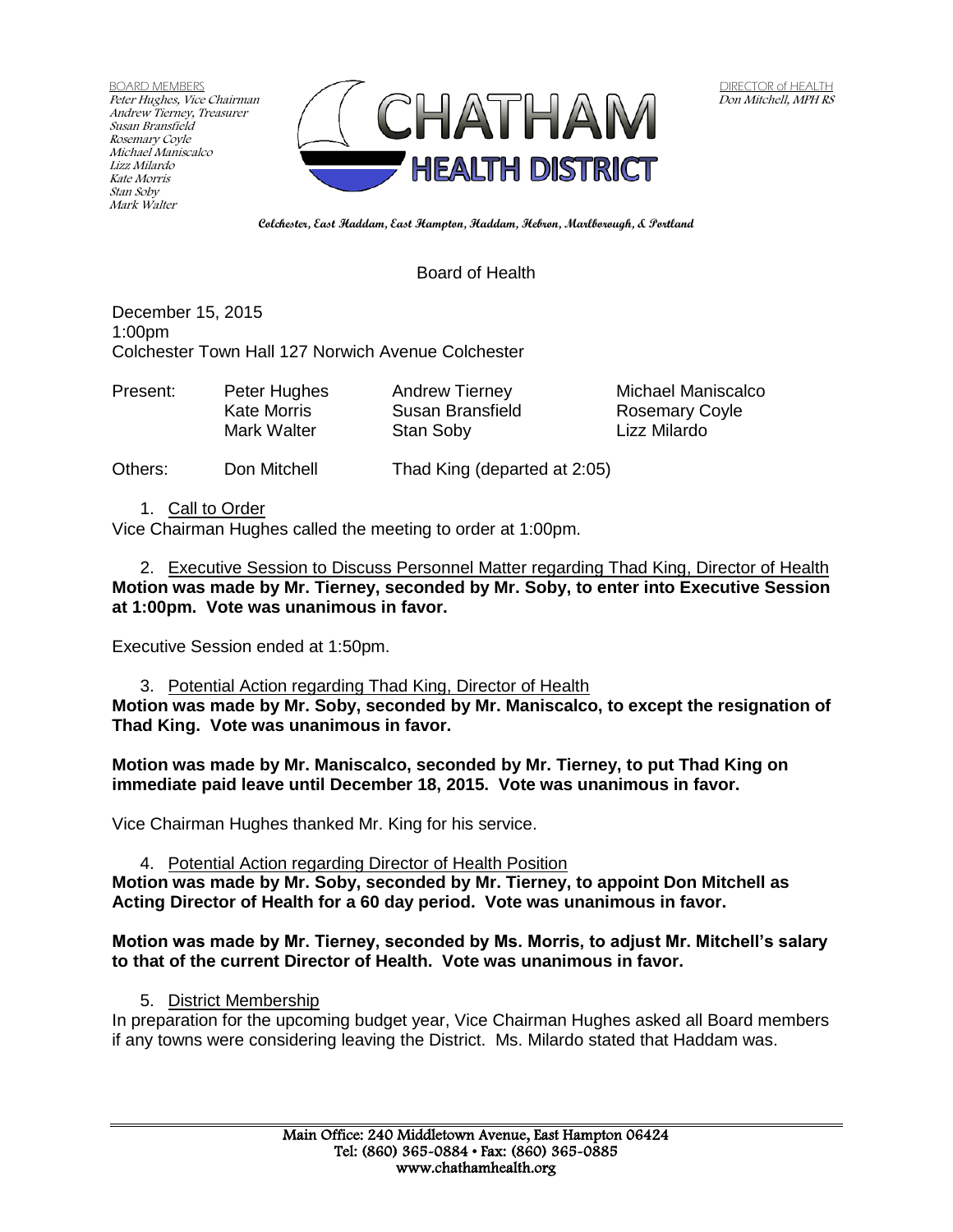BOARD MEMBERS
*Peter Hughes, Vice Chairman*
*Andrew Tierney, Treasurer*
*Susan Bransfield*
*Rosemary Coyle*
*Michael Maniscalco*
*Lizz Milardo*
*Kate Morris*
*Stan Soby*
*Mark Walter*

# CHATHAM HEALTH DISTRICT

DIRECTOR of HEALTH
*Don Mitchell, MPH RS*

**Colchester, East Haddam, East Hampton, Haddam, Hebron, Marlborough, & Portland**

## Board of Health

December 15, 2015
1:00pm
Colchester Town Hall 127 Norwich Avenue Colchester

| | | | |
|---|---|---|---|
| Present: | Peter Hughes | Andrew Tierney | Michael Maniscalco |
| | Kate Morris | Susan Bransfield | Rosemary Coyle |
| | Mark Walter | Stan Soby | Lizz Milardo |
| Others: | Don Mitchell | Thad King (departed at 2:05) | |

1. Call to Order

Vice Chairman Hughes called the meeting to order at 1:00pm.

2. Executive Session to Discuss Personnel Matter regarding Thad King, Director of Health

**Motion was made by Mr. Tierney, seconded by Mr. Soby, to enter into Executive Session at 1:00pm. Vote was unanimous in favor.**

Executive Session ended at 1:50pm.

3. Potential Action regarding Thad King, Director of Health

**Motion was made by Mr. Soby, seconded by Mr. Maniscalco, to except the resignation of Thad King. Vote was unanimous in favor.**

**Motion was made by Mr. Maniscalco, seconded by Mr. Tierney, to put Thad King on immediate paid leave until December 18, 2015. Vote was unanimous in favor.**

Vice Chairman Hughes thanked Mr. King for his service.

4. Potential Action regarding Director of Health Position

**Motion was made by Mr. Soby, seconded by Mr. Tierney, to appoint Don Mitchell as Acting Director of Health for a 60 day period. Vote was unanimous in favor.**

**Motion was made by Mr. Tierney, seconded by Ms. Morris, to adjust Mr. Mitchell's salary to that of the current Director of Health. Vote was unanimous in favor.**

5. District Membership

In preparation for the upcoming budget year, Vice Chairman Hughes asked all Board members if any towns were considering leaving the District. Ms. Milardo stated that Haddam was.

Main Office: 240 Middletown Avenue, East Hampton 06424
Tel: (860) 365-0884 • Fax: (860) 365-0885
www.chathamhealth.org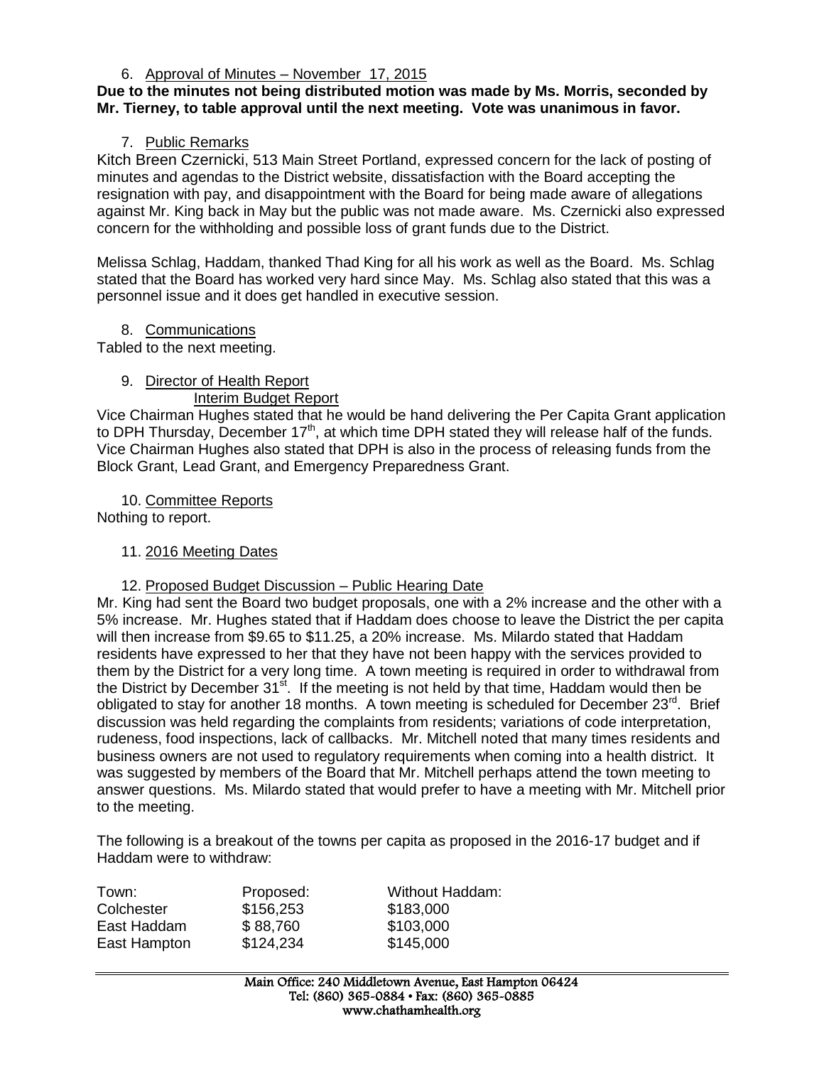6. Approval of Minutes – November 17, 2015

**Due to the minutes not being distributed motion was made by Ms. Morris, seconded by Mr. Tierney, to table approval until the next meeting. Vote was unanimous in favor.**

7. Public Remarks

Kitch Breen Czernicki, 513 Main Street Portland, expressed concern for the lack of posting of minutes and agendas to the District website, dissatisfaction with the Board accepting the resignation with pay, and disappointment with the Board for being made aware of allegations against Mr. King back in May but the public was not made aware. Ms. Czernicki also expressed concern for the withholding and possible loss of grant funds due to the District.

Melissa Schlag, Haddam, thanked Thad King for all his work as well as the Board. Ms. Schlag stated that the Board has worked very hard since May. Ms. Schlag also stated that this was a personnel issue and it does get handled in executive session.

8. Communications

Tabled to the next meeting.

9. Director of Health Report

Interim Budget Report

Vice Chairman Hughes stated that he would be hand delivering the Per Capita Grant application to DPH Thursday, December 17th, at which time DPH stated they will release half of the funds. Vice Chairman Hughes also stated that DPH is also in the process of releasing funds from the Block Grant, Lead Grant, and Emergency Preparedness Grant.

10. Committee Reports

Nothing to report.

11. 2016 Meeting Dates

12. Proposed Budget Discussion – Public Hearing Date

Mr. King had sent the Board two budget proposals, one with a 2% increase and the other with a 5% increase. Mr. Hughes stated that if Haddam does choose to leave the District the per capita will then increase from $9.65 to $11.25, a 20% increase. Ms. Milardo stated that Haddam residents have expressed to her that they have not been happy with the services provided to them by the District for a very long time. A town meeting is required in order to withdrawal from the District by December 31st. If the meeting is not held by that time, Haddam would then be obligated to stay for another 18 months. A town meeting is scheduled for December 23rd. Brief discussion was held regarding the complaints from residents; variations of code interpretation, rudeness, food inspections, lack of callbacks. Mr. Mitchell noted that many times residents and business owners are not used to regulatory requirements when coming into a health district. It was suggested by members of the Board that Mr. Mitchell perhaps attend the town meeting to answer questions. Ms. Milardo stated that would prefer to have a meeting with Mr. Mitchell prior to the meeting.

The following is a breakout of the towns per capita as proposed in the 2016-17 budget and if Haddam were to withdraw:

| Town: | Proposed: | Without Haddam: |
|---|---|---|
| Colchester | $156,253 | $183,000 |
| East Haddam | $ 88,760 | $103,000 |
| East Hampton | $124,234 | $145,000 |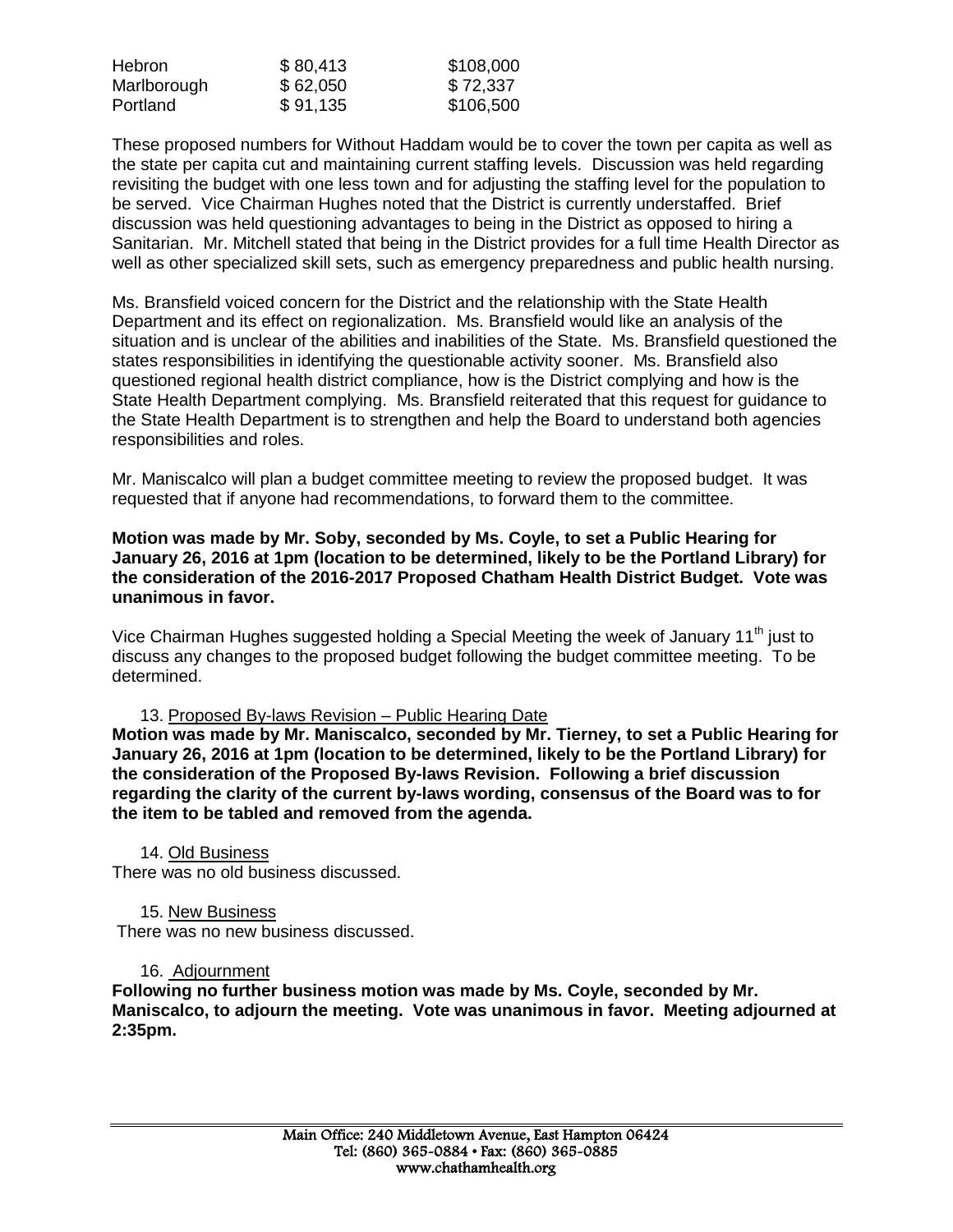| | | |
|---|---|---|
| Hebron | $ 80,413 | $108,000 |
| Marlborough | $ 62,050 | $ 72,337 |
| Portland | $ 91,135 | $106,500 |

These proposed numbers for Without Haddam would be to cover the town per capita as well as the state per capita cut and maintaining current staffing levels. Discussion was held regarding revisiting the budget with one less town and for adjusting the staffing level for the population to be served. Vice Chairman Hughes noted that the District is currently understaffed. Brief discussion was held questioning advantages to being in the District as opposed to hiring a Sanitarian. Mr. Mitchell stated that being in the District provides for a full time Health Director as well as other specialized skill sets, such as emergency preparedness and public health nursing.

Ms. Bransfield voiced concern for the District and the relationship with the State Health Department and its effect on regionalization. Ms. Bransfield would like an analysis of the situation and is unclear of the abilities and inabilities of the State. Ms. Bransfield questioned the states responsibilities in identifying the questionable activity sooner. Ms. Bransfield also questioned regional health district compliance, how is the District complying and how is the State Health Department complying. Ms. Bransfield reiterated that this request for guidance to the State Health Department is to strengthen and help the Board to understand both agencies responsibilities and roles.

Mr. Maniscalco will plan a budget committee meeting to review the proposed budget. It was requested that if anyone had recommendations, to forward them to the committee.

**Motion was made by Mr. Soby, seconded by Ms. Coyle, to set a Public Hearing for January 26, 2016 at 1pm (location to be determined, likely to be the Portland Library) for the consideration of the 2016-2017 Proposed Chatham Health District Budget. Vote was unanimous in favor.**

Vice Chairman Hughes suggested holding a Special Meeting the week of January 11th just to discuss any changes to the proposed budget following the budget committee meeting. To be determined.

13. Proposed By-laws Revision – Public Hearing Date

**Motion was made by Mr. Maniscalco, seconded by Mr. Tierney, to set a Public Hearing for January 26, 2016 at 1pm (location to be determined, likely to be the Portland Library) for the consideration of the Proposed By-laws Revision. Following a brief discussion regarding the clarity of the current by-laws wording, consensus of the Board was to for the item to be tabled and removed from the agenda.**

14. Old Business

There was no old business discussed.

15. New Business

There was no new business discussed.

16. Adjournment

**Following no further business motion was made by Ms. Coyle, seconded by Mr. Maniscalco, to adjourn the meeting. Vote was unanimous in favor. Meeting adjourned at 2:35pm.**